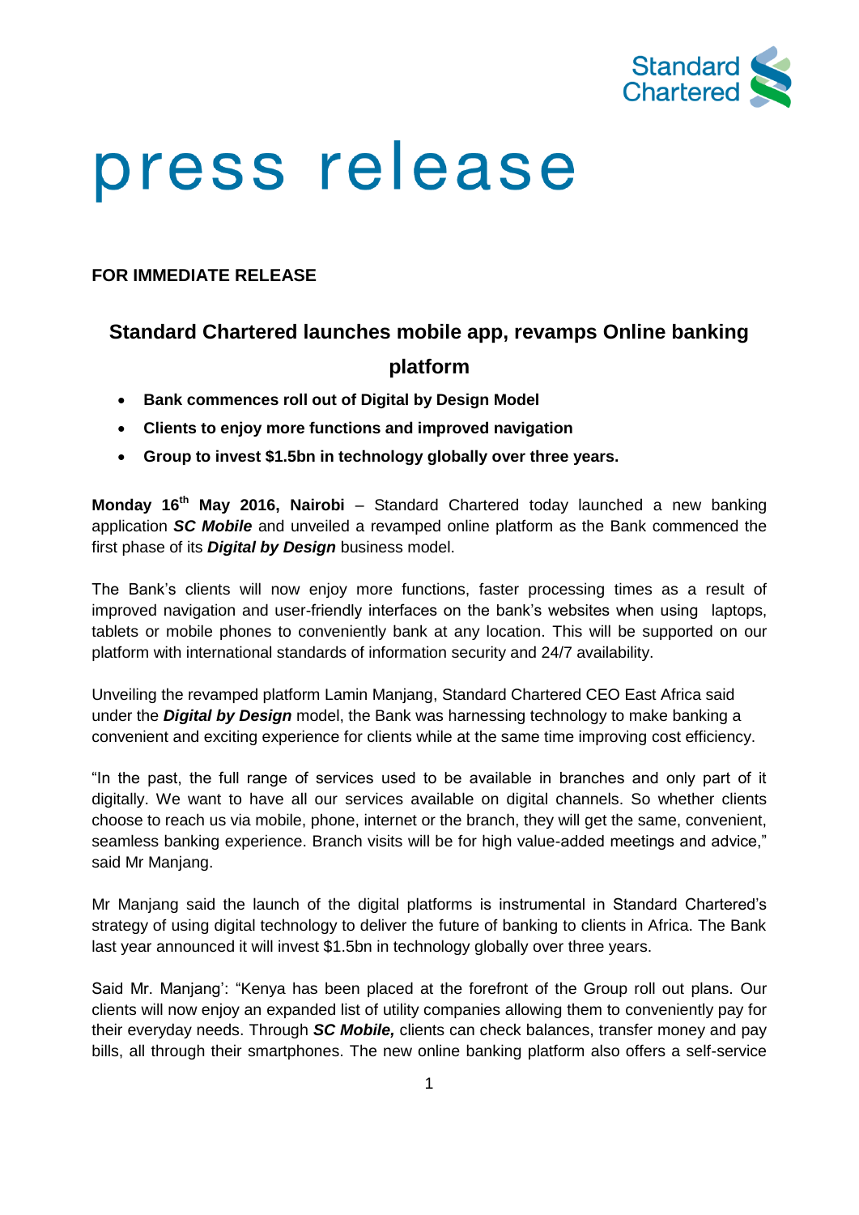# press release

**FOR IMMEDIATE RELEASE**

## Standard Chartered launches mobile app, revamps Online banking platform

- **Bank commences roll out of Digital by Design Model**
- **Clients to enjoy more functions and improved navigation**
- **Group to invest $1.5bn in technology globally over three years.**

**Monday 16th May 2016, Nairobi** – Standard Chartered today launched a new banking application ***SC Mobile*** and unveiled a revamped online platform as the Bank commenced the first phase of its ***Digital by Design*** business model.

The Bank's clients will now enjoy more functions, faster processing times as a result of improved navigation and user-friendly interfaces on the bank's websites when using laptops, tablets or mobile phones to conveniently bank at any location. This will be supported on our platform with international standards of information security and 24/7 availability.

Unveiling the revamped platform Lamin Manjang, Standard Chartered CEO East Africa said under the ***Digital by Design*** model, the Bank was harnessing technology to make banking a convenient and exciting experience for clients while at the same time improving cost efficiency.

"In the past, the full range of services used to be available in branches and only part of it digitally. We want to have all our services available on digital channels. So whether clients choose to reach us via mobile, phone, internet or the branch, they will get the same, convenient, seamless banking experience. Branch visits will be for high value-added meetings and advice," said Mr Manjang.

Mr Manjang said the launch of the digital platforms is instrumental in Standard Chartered's strategy of using digital technology to deliver the future of banking to clients in Africa. The Bank last year announced it will invest $1.5bn in technology globally over three years.

Said Mr. Manjang': "Kenya has been placed at the forefront of the Group roll out plans. Our clients will now enjoy an expanded list of utility companies allowing them to conveniently pay for their everyday needs. Through ***SC Mobile,*** clients can check balances, transfer money and pay bills, all through their smartphones. The new online banking platform also offers a self-service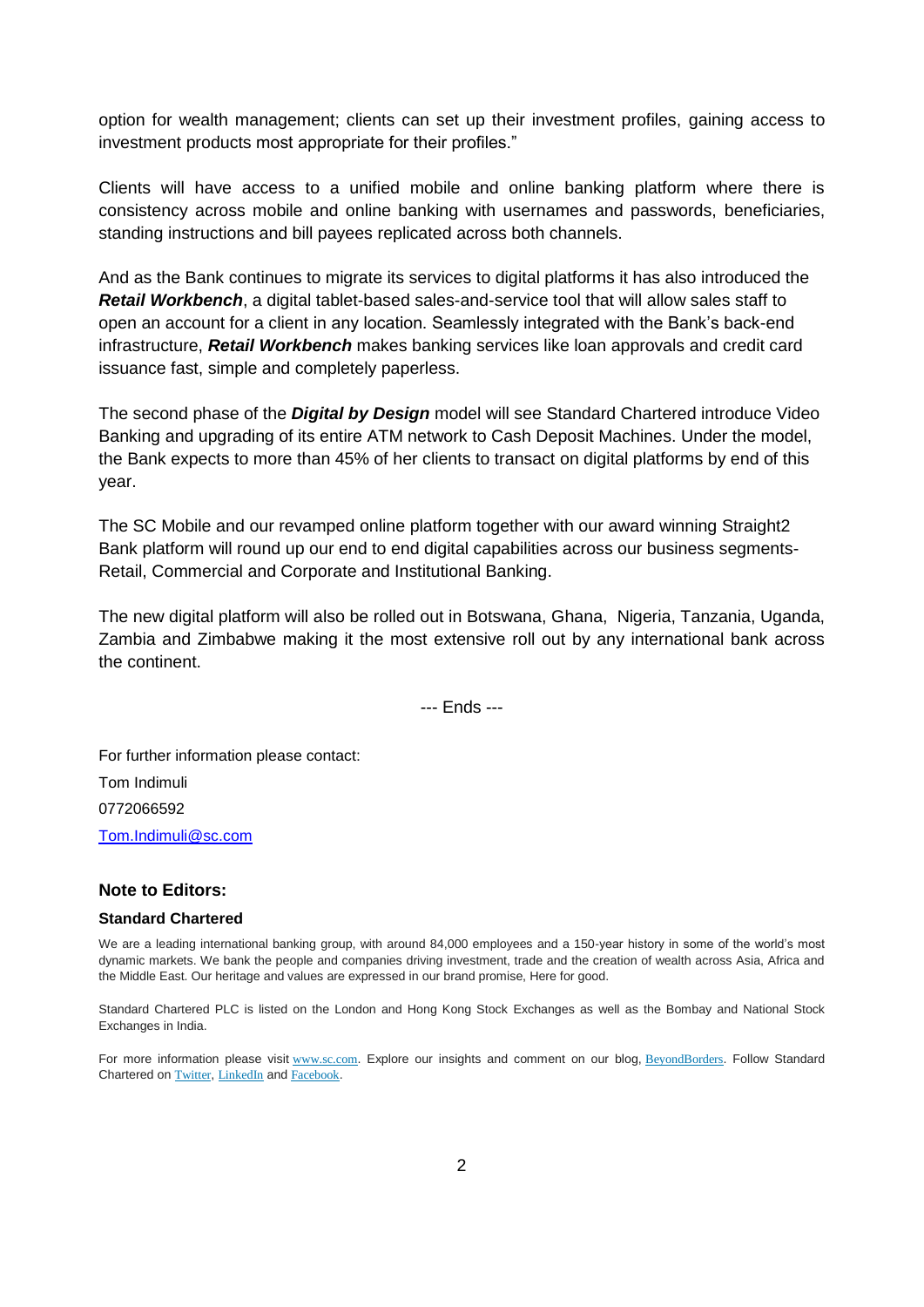option for wealth management; clients can set up their investment profiles, gaining access to investment products most appropriate for their profiles."

Clients will have access to a unified mobile and online banking platform where there is consistency across mobile and online banking with usernames and passwords, beneficiaries, standing instructions and bill payees replicated across both channels.

And as the Bank continues to migrate its services to digital platforms it has also introduced the ***Retail Workbench***, a digital tablet-based sales-and-service tool that will allow sales staff to open an account for a client in any location. Seamlessly integrated with the Bank's back-end infrastructure, ***Retail Workbench*** makes banking services like loan approvals and credit card issuance fast, simple and completely paperless.

The second phase of the ***Digital by Design*** model will see Standard Chartered introduce Video Banking and upgrading of its entire ATM network to Cash Deposit Machines. Under the model, the Bank expects to more than 45% of her clients to transact on digital platforms by end of this year.

The SC Mobile and our revamped online platform together with our award winning Straight2 Bank platform will round up our end to end digital capabilities across our business segments- Retail, Commercial and Corporate and Institutional Banking.

The new digital platform will also be rolled out in Botswana, Ghana, Nigeria, Tanzania, Uganda, Zambia and Zimbabwe making it the most extensive roll out by any international bank across the continent.

--- Ends ---

For further information please contact:

Tom Indimuli

0772066592

Tom.Indimuli@sc.com

### Note to Editors:

**Standard Chartered**

We are a leading international banking group, with around 84,000 employees and a 150-year history in some of the world's most dynamic markets. We bank the people and companies driving investment, trade and the creation of wealth across Asia, Africa and the Middle East. Our heritage and values are expressed in our brand promise, Here for good.

Standard Chartered PLC is listed on the London and Hong Kong Stock Exchanges as well as the Bombay and National Stock Exchanges in India.

For more information please visit www.sc.com. Explore our insights and comment on our blog, BeyondBorders. Follow Standard Chartered on Twitter, LinkedIn and Facebook.